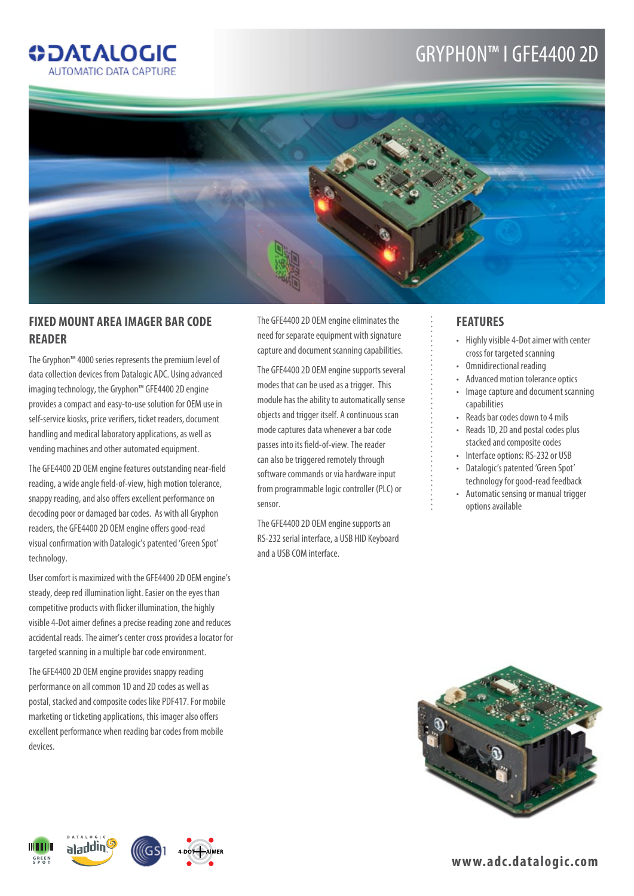# GRYPHON™ I GFE4400 2D

## FIXED MOUNT AREA IMAGER BAR CODE READER

The Gryphon™ 4000 series represents the premium level of data collection devices from Datalogic ADC. Using advanced imaging technology, the Gryphon™ GFE4400 2D engine provides a compact and easy-to-use solution for OEM use in self-service kiosks, price verifiers, ticket readers, document handling and medical laboratory applications, as well as vending machines and other automated equipment.

The GFE4400 2D OEM engine features outstanding near-field reading, a wide angle field-of-view, high motion tolerance, snappy reading, and also offers excellent performance on decoding poor or damaged bar codes. As with all Gryphon readers, the GFE4400 2D OEM engine offers good-read visual confirmation with Datalogic's patented 'Green Spot' technology.

User comfort is maximized with the GFE4400 2D OEM engine's steady, deep red illumination light. Easier on the eyes than competitive products with flicker illumination, the highly visible 4-Dot aimer defines a precise reading zone and reduces accidental reads. The aimer's center cross provides a locator for targeted scanning in a multiple bar code environment.

The GFE4400 2D OEM engine provides snappy reading performance on all common 1D and 2D codes as well as postal, stacked and composite codes like PDF417. For mobile marketing or ticketing applications, this imager also offers excellent performance when reading bar codes from mobile devices.

The GFE4400 2D OEM engine eliminates the need for separate equipment with signature capture and document scanning capabilities.

The GFE4400 2D OEM engine supports several modes that can be used as a trigger. This module has the ability to automatically sense objects and trigger itself. A continuous scan mode captures data whenever a bar code passes into its field-of-view. The reader can also be triggered remotely through software commands or via hardware input from programmable logic controller (PLC) or sensor.

The GFE4400 2D OEM engine supports an RS-232 serial interface, a USB HID Keyboard and a USB COM interface.

## FEATURES

- Highly visible 4-Dot aimer with center cross for targeted scanning
- Omnidirectional reading
- Advanced motion tolerance optics
- Image capture and document scanning capabilities
- Reads bar codes down to 4 mils
- Reads 1D, 2D and postal codes plus stacked and composite codes
- Interface options: RS-232 or USB
- Datalogic's patented 'Green Spot' technology for good-read feedback
- Automatic sensing or manual trigger options available

www.adc.datalogic.com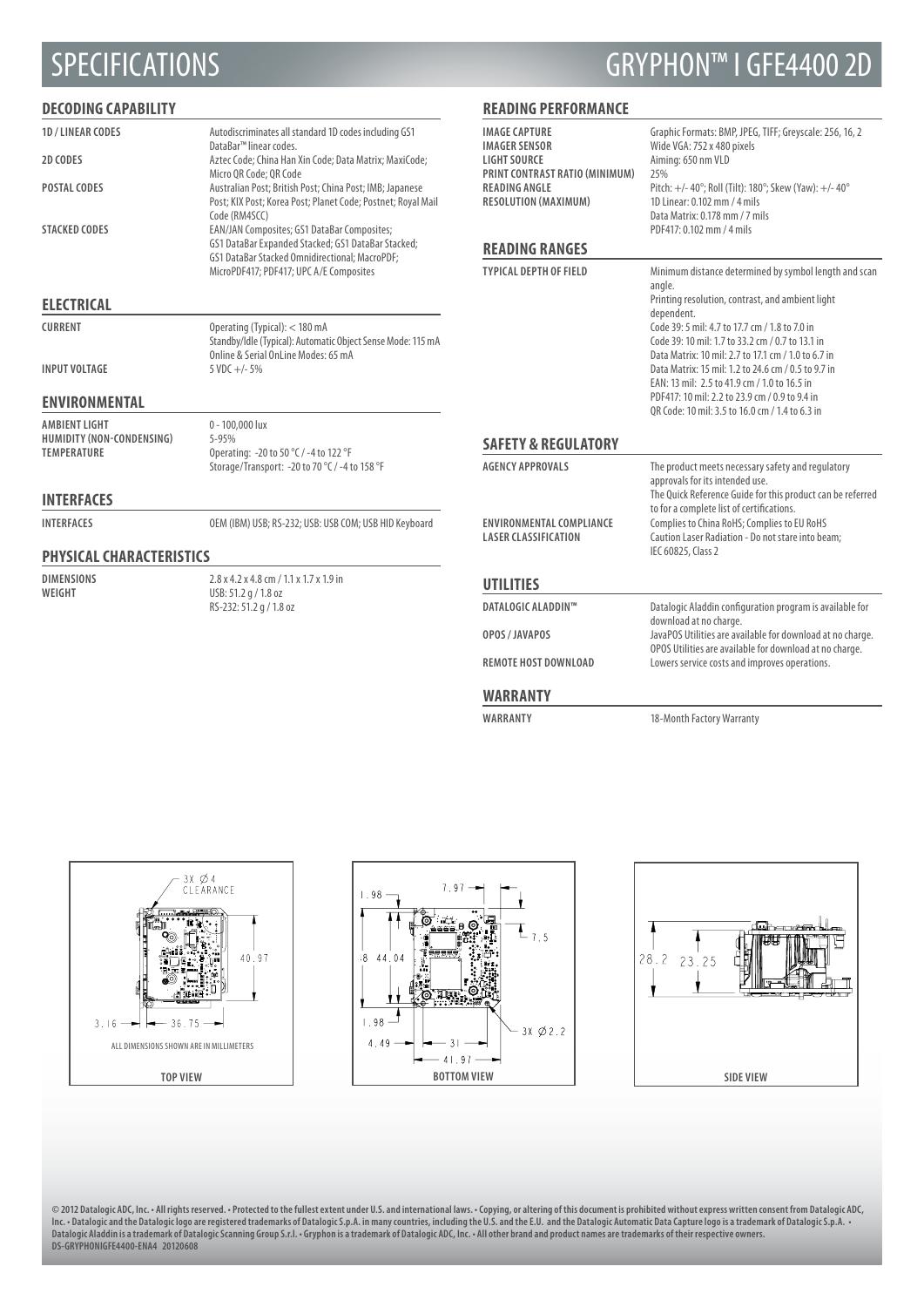# SPECIFICATIONS

# GRYPHON™ I GFE4400 2D

## DECODING CAPABILITY

| | |
|---|---|
| **1D / LINEAR CODES** | Autodiscriminates all standard 1D codes including GS1 DataBar™ linear codes. |
| **2D CODES** | Aztec Code; China Han Xin Code; Data Matrix; MaxiCode; Micro QR Code; QR Code |
| **POSTAL CODES** | Australian Post; British Post; China Post; IMB; Japanese Post; KIX Post; Korea Post; Planet Code; Postnet; Royal Mail Code (RM4SCC) |
| **STACKED CODES** | EAN/JAN Composites; GS1 DataBar Composites; GS1 DataBar Expanded Stacked; GS1 DataBar Stacked; GS1 DataBar Stacked Omnidirectional; MacroPDF; MicroPDF417; PDF417; UPC A/E Composites |

## ELECTRICAL

| | |
|---|---|
| **CURRENT** | Operating (Typical): < 180 mA<br>Standby/Idle (Typical): Automatic Object Sense Mode: 115 mA<br>Online & Serial OnLine Modes: 65 mA |
| **INPUT VOLTAGE** | 5 VDC +/- 5% |

## ENVIRONMENTAL

| | |
|---|---|
| **AMBIENT LIGHT** | 0 - 100,000 lux |
| **HUMIDITY (NON-CONDENSING)** | 5-95% |
| **TEMPERATURE** | Operating: -20 to 50 °C / -4 to 122 °F<br>Storage/Transport: -20 to 70 °C / -4 to 158 °F |

## INTERFACES

| | |
|---|---|
| **INTERFACES** | OEM (IBM) USB; RS-232; USB: USB COM; USB HID Keyboard |

## PHYSICAL CHARACTERISTICS

| | |
|---|---|
| **DIMENSIONS** | 2.8 x 4.2 x 4.8 cm / 1.1 x 1.7 x 1.9 in |
| **WEIGHT** | USB: 51.2 g / 1.8 oz<br>RS-232: 51.2 g / 1.8 oz |

## READING PERFORMANCE

| | |
|---|---|
| **IMAGE CAPTURE** | Graphic Formats: BMP, JPEG, TIFF; Greyscale: 256, 16, 2 |
| **IMAGER SENSOR** | Wide VGA: 752 x 480 pixels |
| **LIGHT SOURCE** | Aiming: 650 nm VLD |
| **PRINT CONTRAST RATIO (MINIMUM)** | 25% |
| **READING ANGLE** | Pitch: +/- 40°; Roll (Tilt): 180°; Skew (Yaw): +/- 40° |
| **RESOLUTION (MAXIMUM)** | 1D Linear: 0.102 mm / 4 mils<br>Data Matrix: 0.178 mm / 7 mils<br>PDF417: 0.102 mm / 4 mils |

## READING RANGES

| | |
|---|---|
| **TYPICAL DEPTH OF FIELD** | Minimum distance determined by symbol length and scan angle.<br>Printing resolution, contrast, and ambient light dependent.<br>Code 39: 5 mil: 4.7 to 17.7 cm / 1.8 to 7.0 in<br>Code 39: 10 mil: 1.7 to 33.2 cm / 0.7 to 13.1 in<br>Data Matrix: 10 mil: 2.7 to 17.1 cm / 1.0 to 6.7 in<br>Data Matrix: 15 mil: 1.2 to 24.6 cm / 0.5 to 9.7 in<br>EAN: 13 mil: 2.5 to 41.9 cm / 1.0 to 16.5 in<br>PDF417: 10 mil: 2.2 to 23.9 cm / 0.9 to 9.4 in<br>QR Code: 10 mil: 3.5 to 16.0 cm / 1.4 to 6.3 in |

## SAFETY & REGULATORY

| | |
|---|---|
| **AGENCY APPROVALS** | The product meets necessary safety and regulatory approvals for its intended use.<br>The Quick Reference Guide for this product can be referred to for a complete list of certifications. |
| **ENVIRONMENTAL COMPLIANCE** | Complies to China RoHS; Complies to EU RoHS |
| **LASER CLASSIFICATION** | Caution Laser Radiation - Do not stare into beam; IEC 60825, Class 2 |

## UTILITIES

| | |
|---|---|
| **DATALOGIC ALADDIN™** | Datalogic Aladdin configuration program is available for download at no charge. |
| **OPOS / JAVAPOS** | JavaPOS Utilities are available for download at no charge.<br>OPOS Utilities are available for download at no charge. |
| **REMOTE HOST DOWNLOAD** | Lowers service costs and improves operations. |

## WARRANTY

| | |
|---|---|
| **WARRANTY** | 18-Month Factory Warranty |

3X Ø4 CLEARANCE
40.97
3.16
36.75
ALL DIMENSIONS SHOWN ARE IN MILLIMETERS

TOP VIEW

7.97
1.98
7.5
8 44.04
1.98
3X Ø2.2
4.49
31
41.97

BOTTOM VIEW

28.2
23.25

SIDE VIEW

**© 2012 Datalogic ADC, Inc. • All rights reserved. • Protected to the fullest extent under U.S. and international laws. • Copying, or altering of this document is prohibited without express written consent from Datalogic ADC, Inc. • Datalogic and the Datalogic logo are registered trademarks of Datalogic S.p.A. in many countries, including the U.S. and the E.U. and the Datalogic Automatic Data Capture logo is a trademark of Datalogic S.p.A. • Datalogic Aladdin is a trademark of Datalogic Scanning Group S.r.l. • Gryphon is a trademark of Datalogic ADC, Inc. • All other brand and product names are trademarks of their respective owners.**
**DS-GRYPHONIGFE4400-ENA4 20120608**